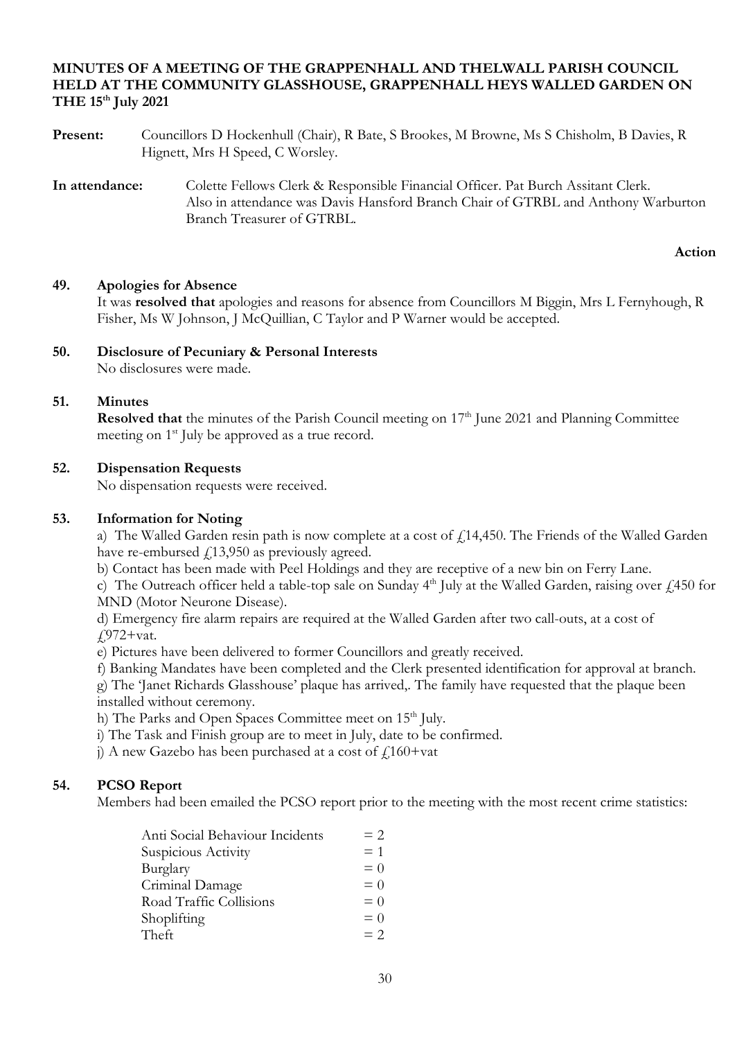**MINUTES OF A MEETING OF THE GRAPPENHALL AND THELWALL PARISH COUNCIL HELD AT THE COMMUNITY GLASSHOUSE, GRAPPENHALL HEYS WALLED GARDEN ON THE 15th July 2021**

**Present:** Councillors D Hockenhull (Chair), R Bate, S Brookes, M Browne, Ms S Chisholm, B Davies, R Hignett, Mrs H Speed, C Worsley.

**In attendance:** Colette Fellows Clerk & Responsible Financial Officer. Pat Burch Assitant Clerk. Also in attendance was Davis Hansford Branch Chair of GTRBL and Anthony Warburton Branch Treasurer of GTRBL.

**Action**

**49. Apologies for Absence**

It was **resolved that** apologies and reasons for absence from Councillors M Biggin, Mrs L Fernyhough, R Fisher, Ms W Johnson, J McQuillian, C Taylor and P Warner would be accepted.

**50. Disclosure of Pecuniary & Personal Interests**

No disclosures were made.

**51. Minutes**

**Resolved that** the minutes of the Parish Council meeting on 17th June 2021 and Planning Committee meeting on 1st July be approved as a true record.

**52. Dispensation Requests**

No dispensation requests were received.

**53. Information for Noting**

a) The Walled Garden resin path is now complete at a cost of £14,450. The Friends of the Walled Garden have re-embursed £13,950 as previously agreed.
b) Contact has been made with Peel Holdings and they are receptive of a new bin on Ferry Lane.
c) The Outreach officer held a table-top sale on Sunday 4th July at the Walled Garden, raising over £450 for MND (Motor Neurone Disease).
d) Emergency fire alarm repairs are required at the Walled Garden after two call-outs, at a cost of £972+vat.
e) Pictures have been delivered to former Councillors and greatly received.
f) Banking Mandates have been completed and the Clerk presented identification for approval at branch.
g) The 'Janet Richards Glasshouse' plaque has arrived,. The family have requested that the plaque been installed without ceremony.
h) The Parks and Open Spaces Committee meet on 15th July.
i) The Task and Finish group are to meet in July, date to be confirmed.
j) A new Gazebo has been purchased at a cost of £160+vat

**54. PCSO Report**

Members had been emailed the PCSO report prior to the meeting with the most recent crime statistics:

| | |
|---|---|
| Anti Social Behaviour Incidents | = 2 |
| Suspicious Activity | = 1 |
| Burglary | = 0 |
| Criminal Damage | = 0 |
| Road Traffic Collisions | = 0 |
| Shoplifting | = 0 |
| Theft | = 2 |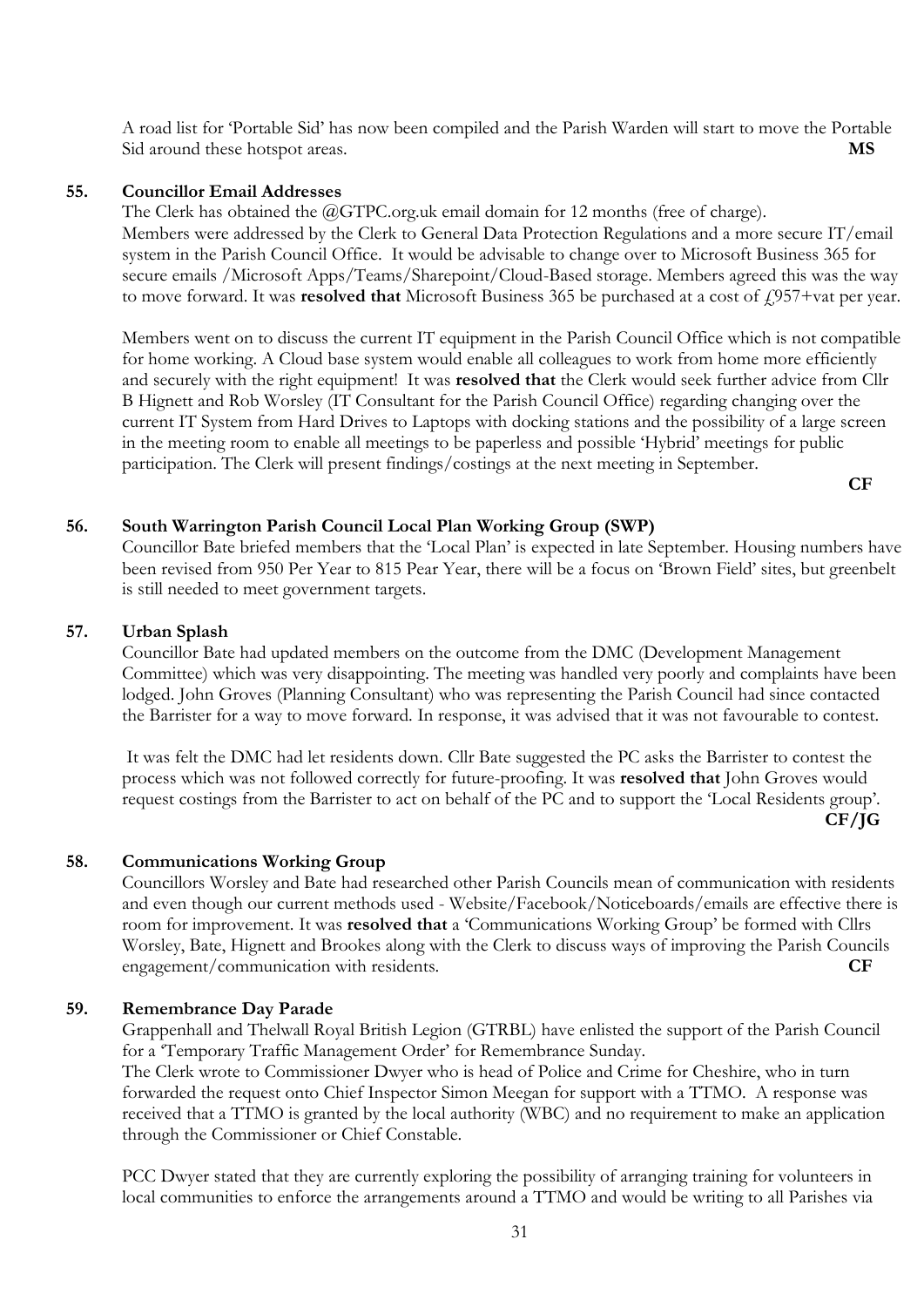A road list for 'Portable Sid' has now been compiled and the Parish Warden will start to move the Portable Sid around these hotspot areas. **MS**

### 55. Councillor Email Addresses

The Clerk has obtained the @GTPC.org.uk email domain for 12 months (free of charge).
Members were addressed by the Clerk to General Data Protection Regulations and a more secure IT/email system in the Parish Council Office. It would be advisable to change over to Microsoft Business 365 for secure emails /Microsoft Apps/Teams/Sharepoint/Cloud-Based storage. Members agreed this was the way to move forward. It was **resolved that** Microsoft Business 365 be purchased at a cost of £957+vat per year.

Members went on to discuss the current IT equipment in the Parish Council Office which is not compatible for home working. A Cloud base system would enable all colleagues to work from home more efficiently and securely with the right equipment! It was **resolved that** the Clerk would seek further advice from Cllr B Hignett and Rob Worsley (IT Consultant for the Parish Council Office) regarding changing over the current IT System from Hard Drives to Laptops with docking stations and the possibility of a large screen in the meeting room to enable all meetings to be paperless and possible 'Hybrid' meetings for public participation. The Clerk will present findings/costings at the next meeting in September.

**CF**

### 56. South Warrington Parish Council Local Plan Working Group (SWP)

Councillor Bate briefed members that the 'Local Plan' is expected in late September. Housing numbers have been revised from 950 Per Year to 815 Pear Year, there will be a focus on 'Brown Field' sites, but greenbelt is still needed to meet government targets.

### 57. Urban Splash

Councillor Bate had updated members on the outcome from the DMC (Development Management Committee) which was very disappointing. The meeting was handled very poorly and complaints have been lodged. John Groves (Planning Consultant) who was representing the Parish Council had since contacted the Barrister for a way to move forward. In response, it was advised that it was not favourable to contest.

It was felt the DMC had let residents down. Cllr Bate suggested the PC asks the Barrister to contest the process which was not followed correctly for future-proofing. It was **resolved that** John Groves would request costings from the Barrister to act on behalf of the PC and to support the 'Local Residents group'.

**CF/JG**

### 58. Communications Working Group

Councillors Worsley and Bate had researched other Parish Councils mean of communication with residents and even though our current methods used - Website/Facebook/Noticeboards/emails are effective there is room for improvement. It was **resolved that** a 'Communications Working Group' be formed with Cllrs Worsley, Bate, Hignett and Brookes along with the Clerk to discuss ways of improving the Parish Councils engagement/communication with residents. **CF**

### 59. Remembrance Day Parade

Grappenhall and Thelwall Royal British Legion (GTRBL) have enlisted the support of the Parish Council for a 'Temporary Traffic Management Order' for Remembrance Sunday.
The Clerk wrote to Commissioner Dwyer who is head of Police and Crime for Cheshire, who in turn forwarded the request onto Chief Inspector Simon Meegan for support with a TTMO. A response was received that a TTMO is granted by the local authority (WBC) and no requirement to make an application through the Commissioner or Chief Constable.

PCC Dwyer stated that they are currently exploring the possibility of arranging training for volunteers in local communities to enforce the arrangements around a TTMO and would be writing to all Parishes via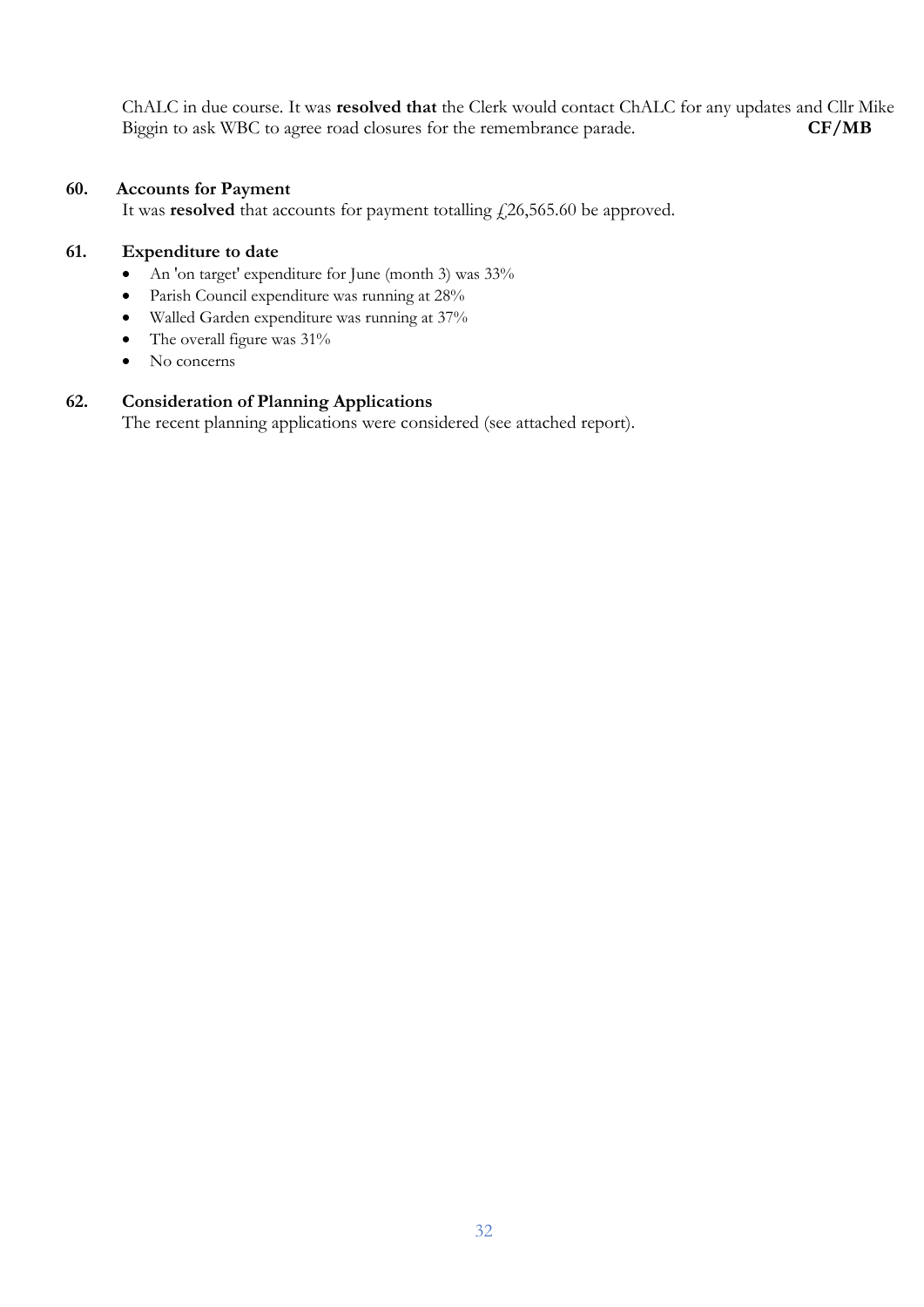ChALC in due course. It was **resolved that** the Clerk would contact ChALC for any updates and Cllr Mike Biggin to ask WBC to agree road closures for the remembrance parade. **CF/MB**

**60. Accounts for Payment**

It was **resolved** that accounts for payment totalling £26,565.60 be approved.

**61. Expenditure to date**

- An 'on target' expenditure for June (month 3) was 33%
- Parish Council expenditure was running at 28%
- Walled Garden expenditure was running at 37%
- The overall figure was 31%
- No concerns

**62. Consideration of Planning Applications**

The recent planning applications were considered (see attached report).